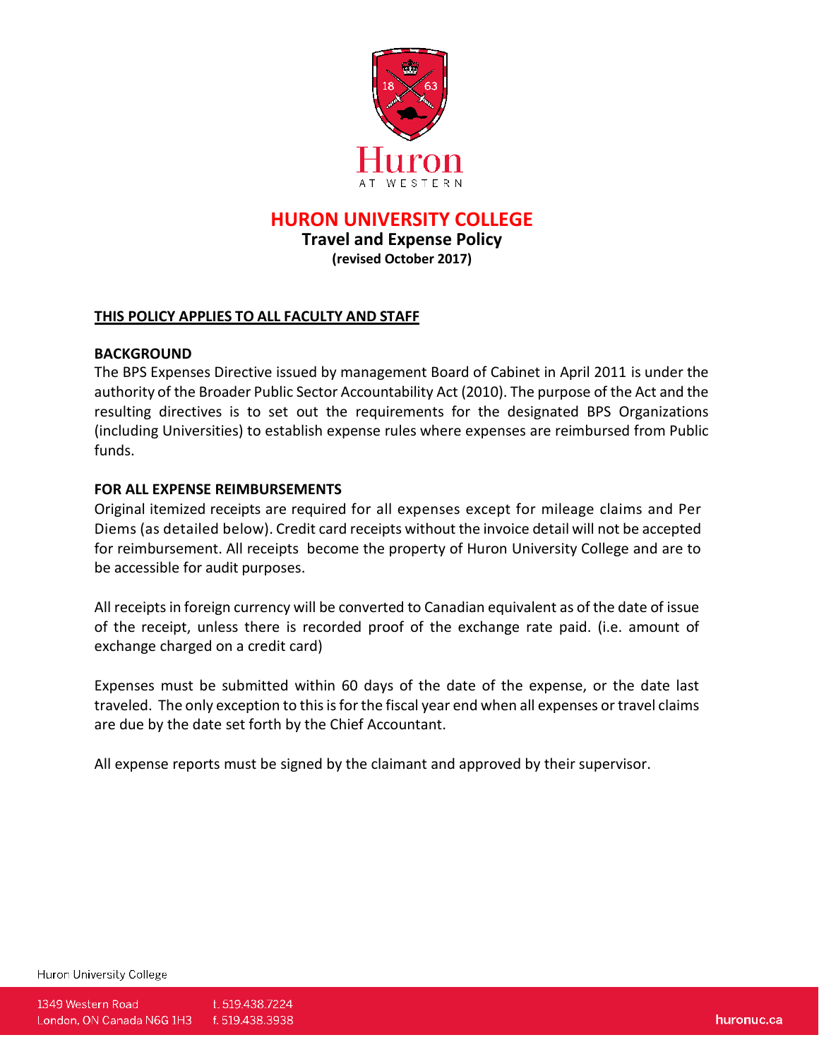# HURON UNIVERSITY COLLEGE

## Travel and Expense Policy

**(revised October 2017)**

**THIS POLICY APPLIES TO ALL FACULTY AND STAFF**

**BACKGROUND**

The BPS Expenses Directive issued by management Board of Cabinet in April 2011 is under the authority of the Broader Public Sector Accountability Act (2010). The purpose of the Act and the resulting directives is to set out the requirements for the designated BPS Organizations (including Universities) to establish expense rules where expenses are reimbursed from Public funds.

**FOR ALL EXPENSE REIMBURSEMENTS**

Original itemized receipts are required for all expenses except for mileage claims and Per Diems (as detailed below). Credit card receipts without the invoice detail will not be accepted for reimbursement. All receipts become the property of Huron University College and are to be accessible for audit purposes.

All receipts in foreign currency will be converted to Canadian equivalent as of the date of issue of the receipt, unless there is recorded proof of the exchange rate paid. (i.e. amount of exchange charged on a credit card)

Expenses must be submitted within 60 days of the date of the expense, or the date last traveled. The only exception to this is for the fiscal year end when all expenses or travel claims are due by the date set forth by the Chief Accountant.

All expense reports must be signed by the claimant and approved by their supervisor.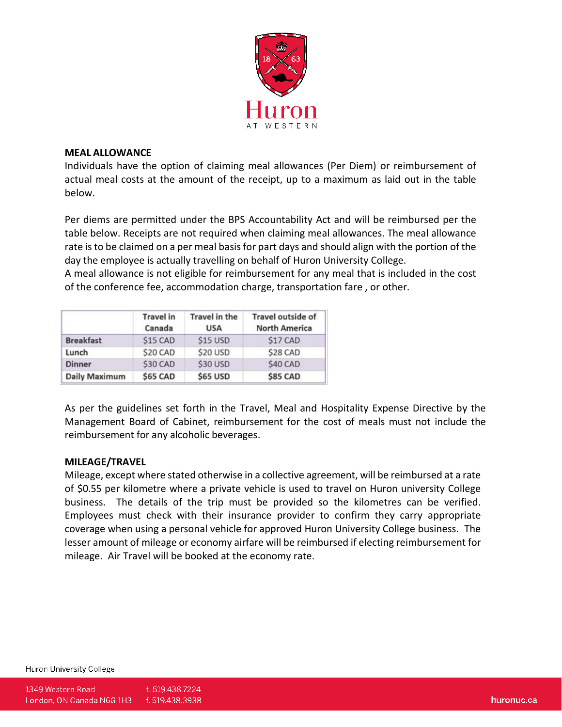## MEAL ALLOWANCE

Individuals have the option of claiming meal allowances (Per Diem) or reimbursement of actual meal costs at the amount of the receipt, up to a maximum as laid out in the table below.

Per diems are permitted under the BPS Accountability Act and will be reimbursed per the table below. Receipts are not required when claiming meal allowances. The meal allowance rate is to be claimed on a per meal basis for part days and should align with the portion of the day the employee is actually travelling on behalf of Huron University College.
A meal allowance is not eligible for reimbursement for any meal that is included in the cost of the conference fee, accommodation charge, transportation fare , or other.

| | Travel in Canada | Travel in the USA | Travel outside of North America |
|---|---|---|---|
| **Breakfast** | $15 CAD | $15 USD | $17 CAD |
| **Lunch** | $20 CAD | $20 USD | $28 CAD |
| **Dinner** | $30 CAD | $30 USD | $40 CAD |
| **Daily Maximum** | **$65 CAD** | **$65 USD** | **$85 CAD** |

As per the guidelines set forth in the Travel, Meal and Hospitality Expense Directive by the Management Board of Cabinet, reimbursement for the cost of meals must not include the reimbursement for any alcoholic beverages.

## MILEAGE/TRAVEL

Mileage, except where stated otherwise in a collective agreement, will be reimbursed at a rate of $0.55 per kilometre where a private vehicle is used to travel on Huron university College business. The details of the trip must be provided so the kilometres can be verified. Employees must check with their insurance provider to confirm they carry appropriate coverage when using a personal vehicle for approved Huron University College business. The lesser amount of mileage or economy airfare will be reimbursed if electing reimbursement for mileage. Air Travel will be booked at the economy rate.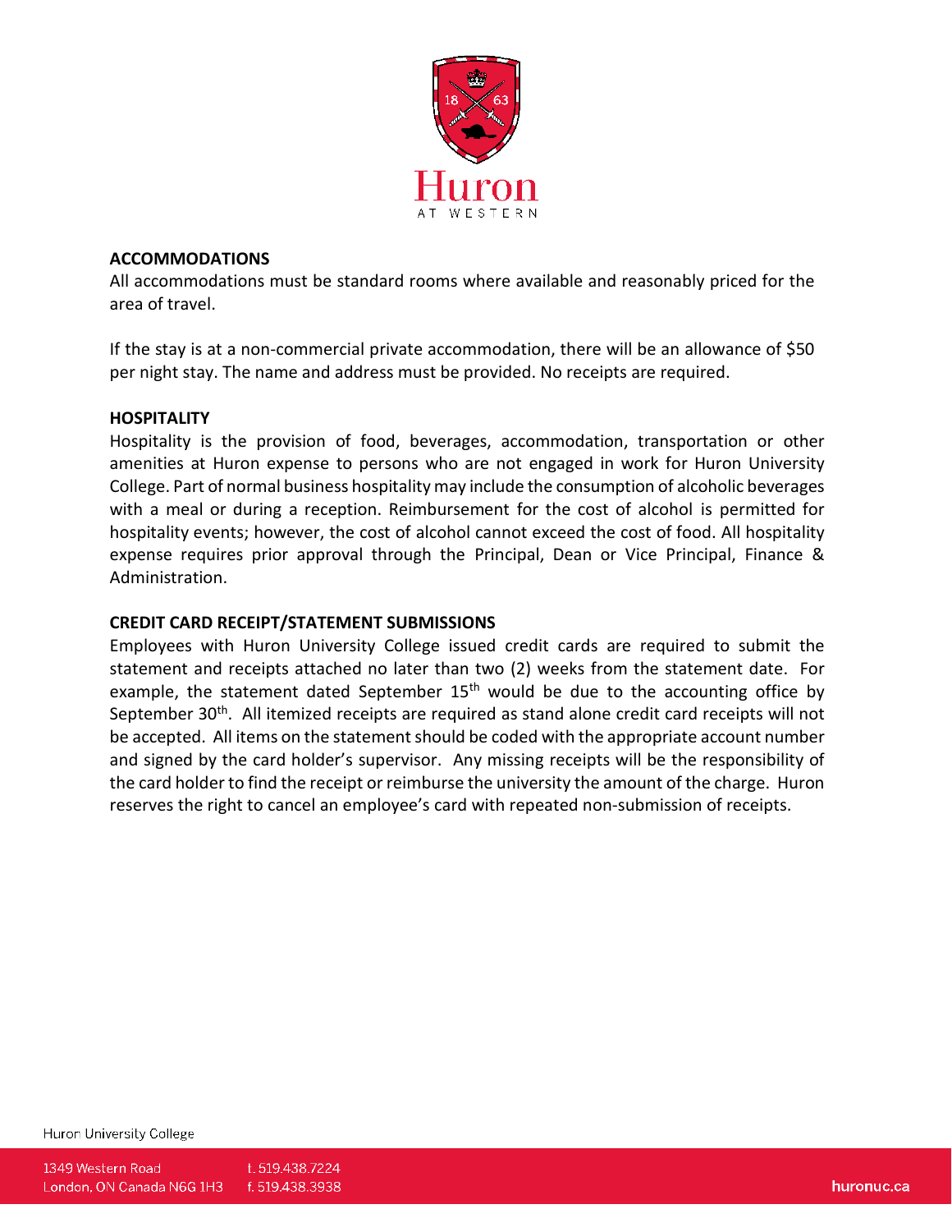## ACCOMMODATIONS

All accommodations must be standard rooms where available and reasonably priced for the area of travel.

If the stay is at a non-commercial private accommodation, there will be an allowance of $50 per night stay. The name and address must be provided. No receipts are required.

## HOSPITALITY

Hospitality is the provision of food, beverages, accommodation, transportation or other amenities at Huron expense to persons who are not engaged in work for Huron University College. Part of normal business hospitality may include the consumption of alcoholic beverages with a meal or during a reception. Reimbursement for the cost of alcohol is permitted for hospitality events; however, the cost of alcohol cannot exceed the cost of food. All hospitality expense requires prior approval through the Principal, Dean or Vice Principal, Finance & Administration.

## CREDIT CARD RECEIPT/STATEMENT SUBMISSIONS

Employees with Huron University College issued credit cards are required to submit the statement and receipts attached no later than two (2) weeks from the statement date. For example, the statement dated September 15th would be due to the accounting office by September 30th. All itemized receipts are required as stand alone credit card receipts will not be accepted. All items on the statement should be coded with the appropriate account number and signed by the card holder's supervisor. Any missing receipts will be the responsibility of the card holder to find the receipt or reimburse the university the amount of the charge. Huron reserves the right to cancel an employee's card with repeated non-submission of receipts.